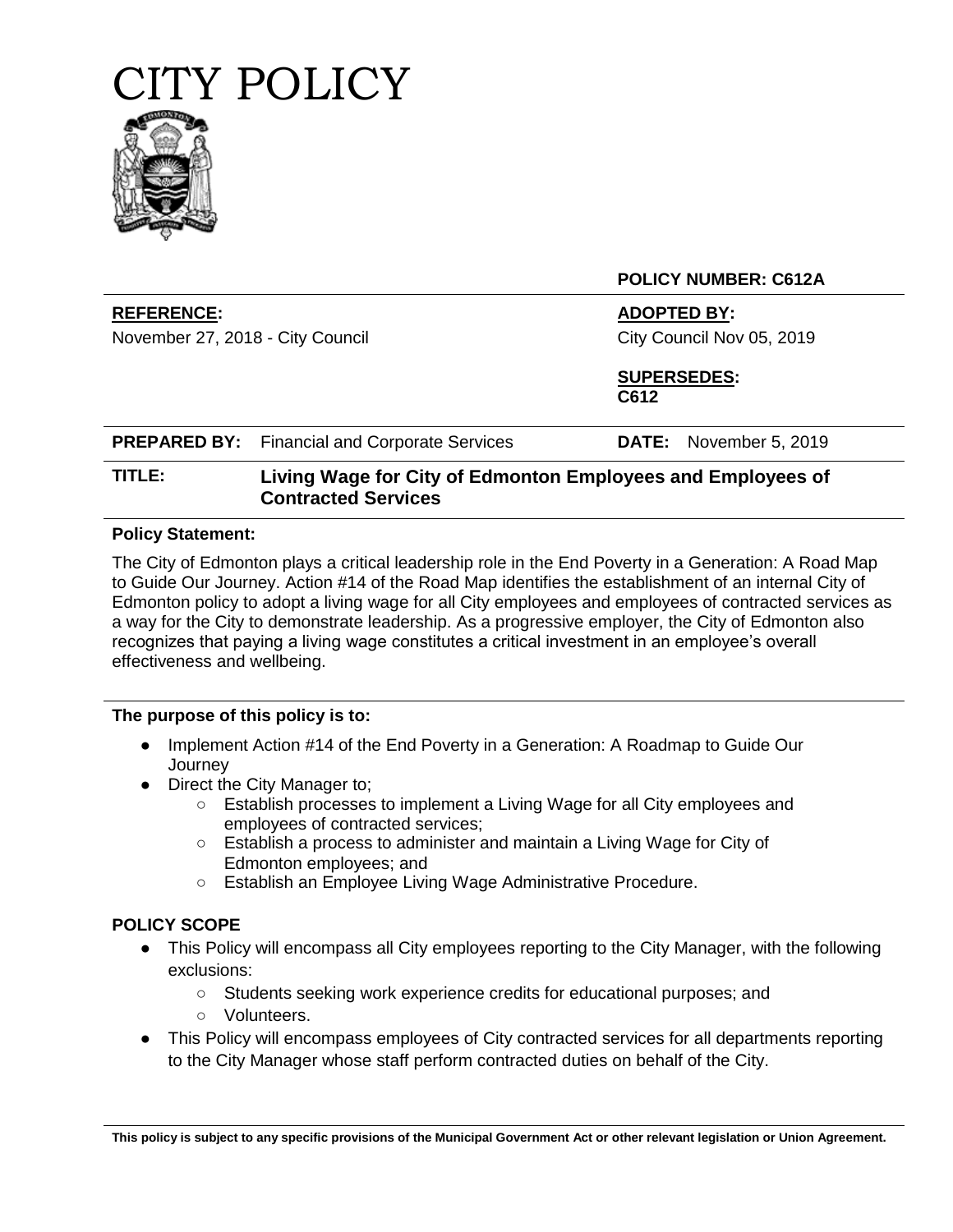# CITY POLICY

**POLICY NUMBER: C612A**

| | |
|---|---|
| **REFERENCE:**<br>November 27, 2018 - City Council | **ADOPTED BY:**<br>City Council Nov 05, 2019 |
| | **SUPERSEDES:**<br>**C612** |
| **PREPARED BY:** Financial and Corporate Services | **DATE:** November 5, 2019 |

**TITLE:** **Living Wage for City of Edmonton Employees and Employees of Contracted Services**

**Policy Statement:**

The City of Edmonton plays a critical leadership role in the End Poverty in a Generation: A Road Map to Guide Our Journey. Action #14 of the Road Map identifies the establishment of an internal City of Edmonton policy to adopt a living wage for all City employees and employees of contracted services as a way for the City to demonstrate leadership. As a progressive employer, the City of Edmonton also recognizes that paying a living wage constitutes a critical investment in an employee's overall effectiveness and wellbeing.

**The purpose of this policy is to:**

- Implement Action #14 of the End Poverty in a Generation: A Roadmap to Guide Our Journey
- Direct the City Manager to;
  - Establish processes to implement a Living Wage for all City employees and employees of contracted services;
  - Establish a process to administer and maintain a Living Wage for City of Edmonton employees; and
  - Establish an Employee Living Wage Administrative Procedure.

**POLICY SCOPE**

- This Policy will encompass all City employees reporting to the City Manager, with the following exclusions:
  - Students seeking work experience credits for educational purposes; and
  - Volunteers.
- This Policy will encompass employees of City contracted services for all departments reporting to the City Manager whose staff perform contracted duties on behalf of the City.

**This policy is subject to any specific provisions of the Municipal Government Act or other relevant legislation or Union Agreement.**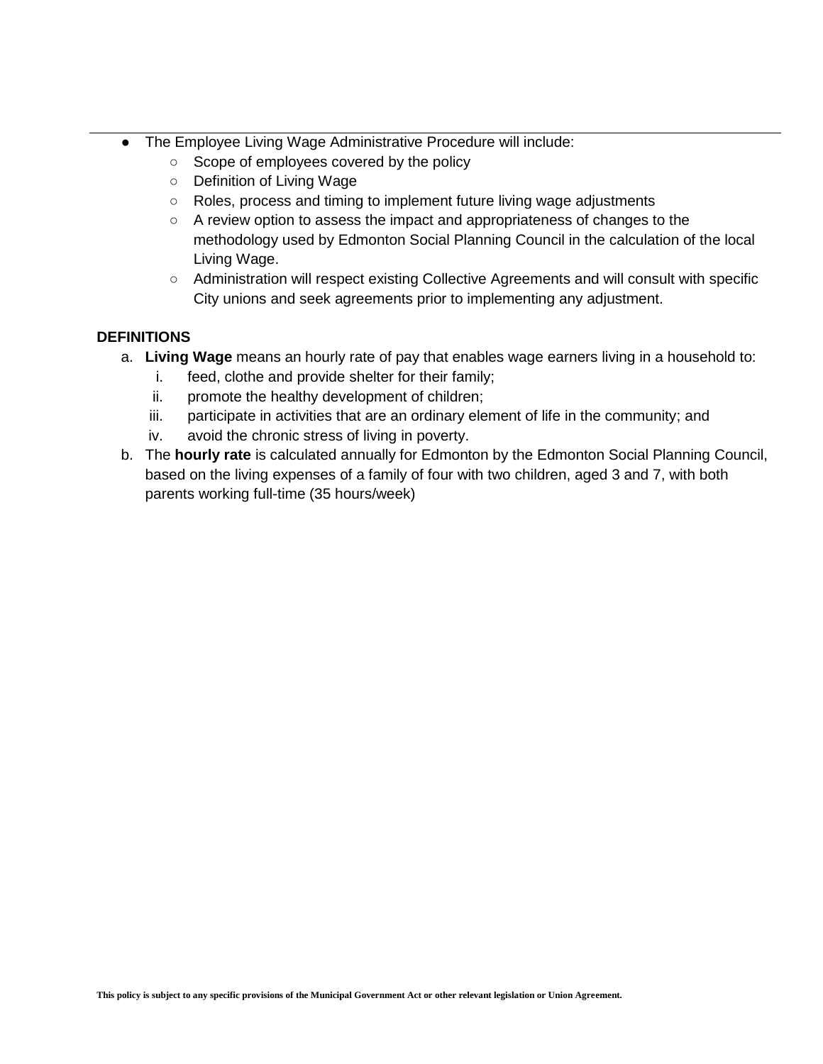- The Employee Living Wage Administrative Procedure will include:
  - Scope of employees covered by the policy
  - Definition of Living Wage
  - Roles, process and timing to implement future living wage adjustments
  - A review option to assess the impact and appropriateness of changes to the methodology used by Edmonton Social Planning Council in the calculation of the local Living Wage.
  - Administration will respect existing Collective Agreements and will consult with specific City unions and seek agreements prior to implementing any adjustment.

**DEFINITIONS**

a. **Living Wage** means an hourly rate of pay that enables wage earners living in a household to:
   i. feed, clothe and provide shelter for their family;
   ii. promote the healthy development of children;
   iii. participate in activities that are an ordinary element of life in the community; and
   iv. avoid the chronic stress of living in poverty.

b. The **hourly rate** is calculated annually for Edmonton by the Edmonton Social Planning Council, based on the living expenses of a family of four with two children, aged 3 and 7, with both parents working full-time (35 hours/week)

**This policy is subject to any specific provisions of the Municipal Government Act or other relevant legislation or Union Agreement.**